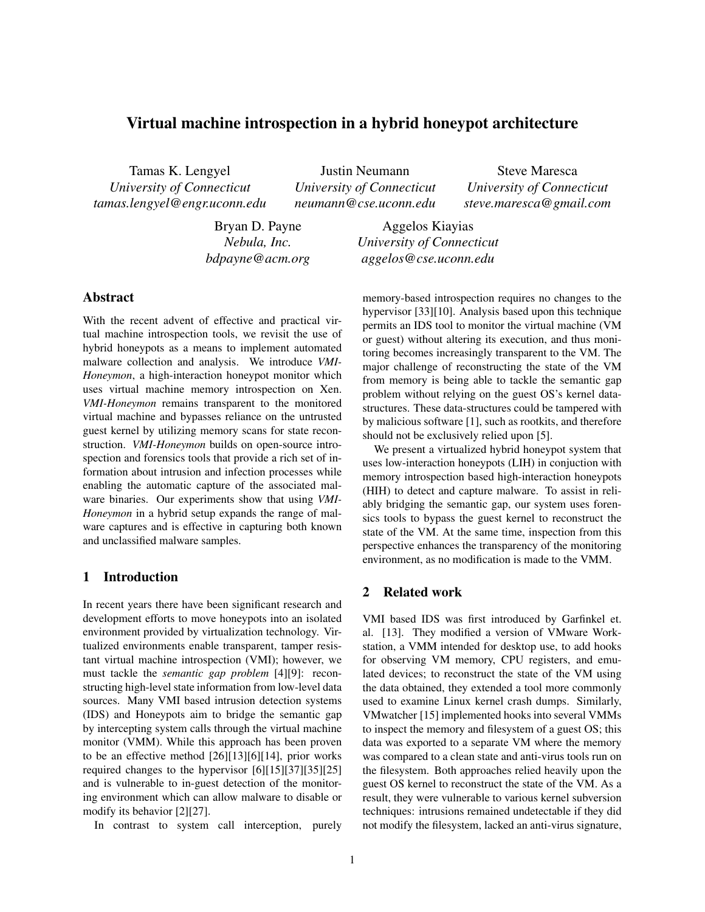# Virtual machine introspection in a hybrid honeypot architecture

Tamas K. Lengyel
*University of Connecticut*
*tamas.lengyel@engr.uconn.edu*

Justin Neumann
*University of Connecticut*
*neumann@cse.uconn.edu*

Steve Maresca
*University of Connecticut*
*steve.maresca@gmail.com*

Bryan D. Payne
*Nebula, Inc.*
*bdpayne@acm.org*

Aggelos Kiayias
*University of Connecticut*
*aggelos@cse.uconn.edu*

## Abstract

With the recent advent of effective and practical virtual machine introspection tools, we revisit the use of hybrid honeypots as a means to implement automated malware collection and analysis. We introduce *VMI-Honeymon*, a high-interaction honeypot monitor which uses virtual machine memory introspection on Xen. *VMI-Honeymon* remains transparent to the monitored virtual machine and bypasses reliance on the untrusted guest kernel by utilizing memory scans for state reconstruction. *VMI-Honeymon* builds on open-source introspection and forensics tools that provide a rich set of information about intrusion and infection processes while enabling the automatic capture of the associated malware binaries. Our experiments show that using *VMI-Honeymon* in a hybrid setup expands the range of malware captures and is effective in capturing both known and unclassified malware samples.

## 1 Introduction

In recent years there have been significant research and development efforts to move honeypots into an isolated environment provided by virtualization technology. Virtualized environments enable transparent, tamper resistant virtual machine introspection (VMI); however, we must tackle the *semantic gap problem* [4][9]: reconstructing high-level state information from low-level data sources. Many VMI based intrusion detection systems (IDS) and Honeypots aim to bridge the semantic gap by intercepting system calls through the virtual machine monitor (VMM). While this approach has been proven to be an effective method [26][13][6][14], prior works required changes to the hypervisor [6][15][37][35][25] and is vulnerable to in-guest detection of the monitoring environment which can allow malware to disable or modify its behavior [2][27].

In contrast to system call interception, purely memory-based introspection requires no changes to the hypervisor [33][10]. Analysis based upon this technique permits an IDS tool to monitor the virtual machine (VM or guest) without altering its execution, and thus monitoring becomes increasingly transparent to the VM. The major challenge of reconstructing the state of the VM from memory is being able to tackle the semantic gap problem without relying on the guest OS's kernel data-structures. These data-structures could be tampered with by malicious software [1], such as rootkits, and therefore should not be exclusively relied upon [5].

We present a virtualized hybrid honeypot system that uses low-interaction honeypots (LIH) in conjuction with memory introspection based high-interaction honeypots (HIH) to detect and capture malware. To assist in reliably bridging the semantic gap, our system uses forensics tools to bypass the guest kernel to reconstruct the state of the VM. At the same time, inspection from this perspective enhances the transparency of the monitoring environment, as no modification is made to the VMM.

## 2 Related work

VMI based IDS was first introduced by Garfinkel et. al. [13]. They modified a version of VMware Workstation, a VMM intended for desktop use, to add hooks for observing VM memory, CPU registers, and emulated devices; to reconstruct the state of the VM using the data obtained, they extended a tool more commonly used to examine Linux kernel crash dumps. Similarly, VMwatcher [15] implemented hooks into several VMMs to inspect the memory and filesystem of a guest OS; this data was exported to a separate VM where the memory was compared to a clean state and anti-virus tools run on the filesystem. Both approaches relied heavily upon the guest OS kernel to reconstruct the state of the VM. As a result, they were vulnerable to various kernel subversion techniques: intrusions remained undetectable if they did not modify the filesystem, lacked an anti-virus signature,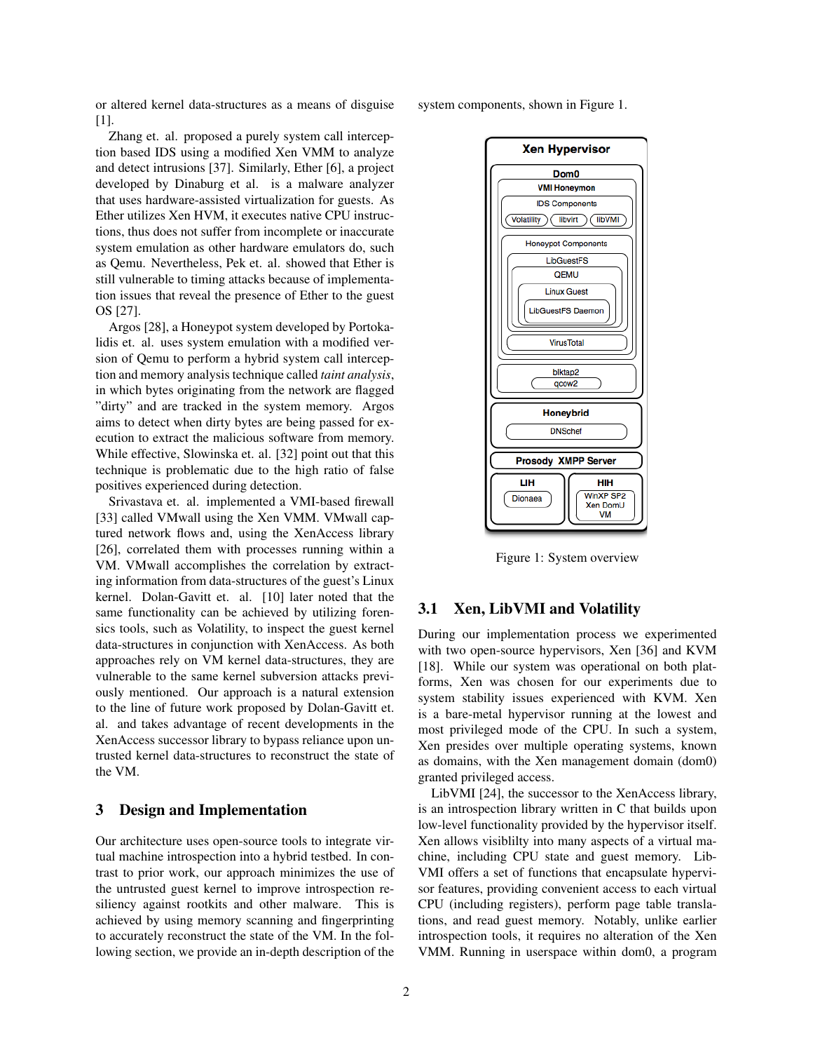or altered kernel data-structures as a means of disguise [1].

Zhang et. al. proposed a purely system call interception based IDS using a modified Xen VMM to analyze and detect intrusions [37]. Similarly, Ether [6], a project developed by Dinaburg et al. is a malware analyzer that uses hardware-assisted virtualization for guests. As Ether utilizes Xen HVM, it executes native CPU instructions, thus does not suffer from incomplete or inaccurate system emulation as other hardware emulators do, such as Qemu. Nevertheless, Pek et. al. showed that Ether is still vulnerable to timing attacks because of implementation issues that reveal the presence of Ether to the guest OS [27].

Argos [28], a Honeypot system developed by Portokalidis et. al. uses system emulation with a modified version of Qemu to perform a hybrid system call interception and memory analysis technique called *taint analysis*, in which bytes originating from the network are flagged "dirty" and are tracked in the system memory. Argos aims to detect when dirty bytes are being passed for execution to extract the malicious software from memory. While effective, Slowinska et. al. [32] point out that this technique is problematic due to the high ratio of false positives experienced during detection.

Srivastava et. al. implemented a VMI-based firewall [33] called VMwall using the Xen VMM. VMwall captured network flows and, using the XenAccess library [26], correlated them with processes running within a VM. VMwall accomplishes the correlation by extracting information from data-structures of the guest's Linux kernel. Dolan-Gavitt et. al. [10] later noted that the same functionality can be achieved by utilizing forensics tools, such as Volatility, to inspect the guest kernel data-structures in conjunction with XenAccess. As both approaches rely on VM kernel data-structures, they are vulnerable to the same kernel subversion attacks previously mentioned. Our approach is a natural extension to the line of future work proposed by Dolan-Gavitt et. al. and takes advantage of recent developments in the XenAccess successor library to bypass reliance upon untrusted kernel data-structures to reconstruct the state of the VM.

## 3 Design and Implementation

Our architecture uses open-source tools to integrate virtual machine introspection into a hybrid testbed. In contrast to prior work, our approach minimizes the use of the untrusted guest kernel to improve introspection resiliency against rootkits and other malware. This is achieved by using memory scanning and fingerprinting to accurately reconstruct the state of the VM. In the following section, we provide an in-depth description of the system components, shown in Figure 1.

Figure 1: System overview

### 3.1 Xen, LibVMI and Volatility

During our implementation process we experimented with two open-source hypervisors, Xen [36] and KVM [18]. While our system was operational on both platforms, Xen was chosen for our experiments due to system stability issues experienced with KVM. Xen is a bare-metal hypervisor running at the lowest and most privileged mode of the CPU. In such a system, Xen presides over multiple operating systems, known as domains, with the Xen management domain (dom0) granted privileged access.

LibVMI [24], the successor to the XenAccess library, is an introspection library written in C that builds upon low-level functionality provided by the hypervisor itself. Xen allows visiblilty into many aspects of a virtual machine, including CPU state and guest memory. LibVMI offers a set of functions that encapsulate hypervisor features, providing convenient access to each virtual CPU (including registers), perform page table translations, and read guest memory. Notably, unlike earlier introspection tools, it requires no alteration of the Xen VMM. Running in userspace within dom0, a program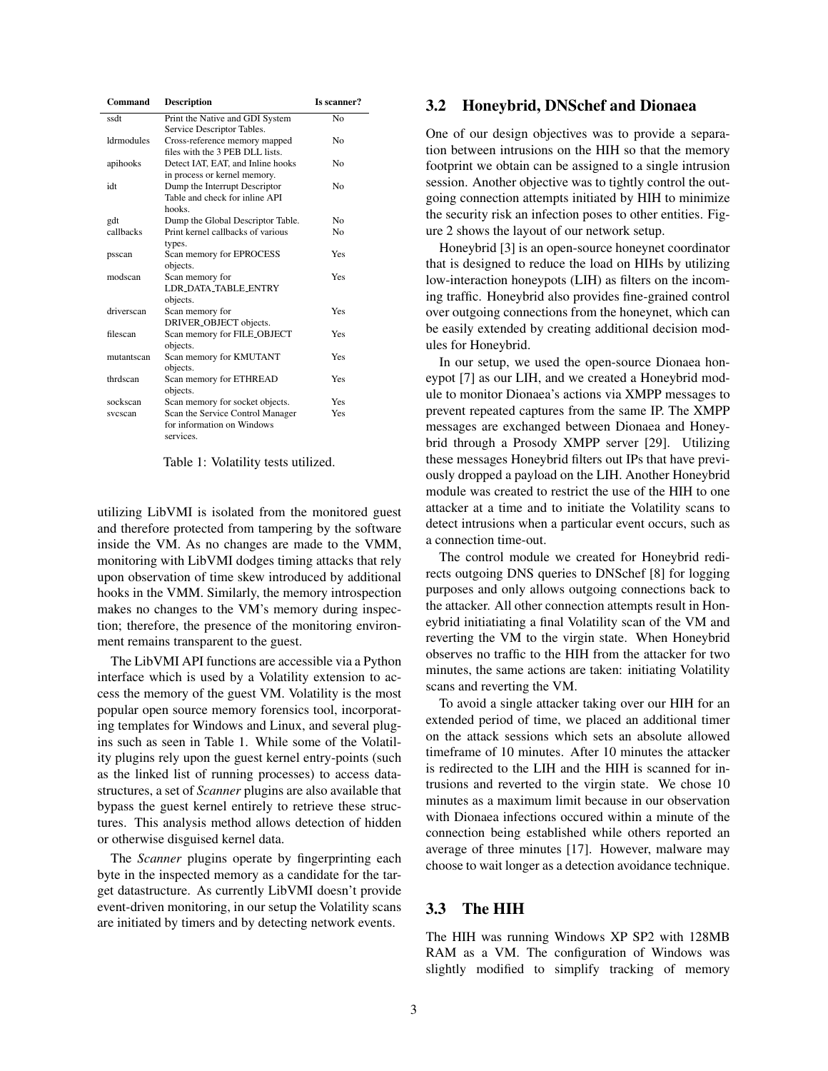| Command | Description | Is scanner? |
|---|---|---|
| ssdt | Print the Native and GDI System Service Descriptor Tables. | No |
| ldrmodules | Cross-reference memory mapped files with the 3 PEB DLL lists. | No |
| apihooks | Detect IAT, EAT, and Inline hooks in process or kernel memory. | No |
| idt | Dump the Interrupt Descriptor Table and check for inline API hooks. | No |
| gdt | Dump the Global Descriptor Table. | No |
| callbacks | Print kernel callbacks of various types. | No |
| psscan | Scan memory for EPROCESS objects. | Yes |
| modscan | Scan memory for LDR_DATA_TABLE_ENTRY objects. | Yes |
| driverscan | Scan memory for DRIVER_OBJECT objects. | Yes |
| filescan | Scan memory for FILE_OBJECT objects. | Yes |
| mutantscan | Scan memory for KMUTANT objects. | Yes |
| thrdscan | Scan memory for ETHREAD objects. | Yes |
| sockscan | Scan memory for socket objects. | Yes |
| svcscan | Scan the Service Control Manager for information on Windows services. | Yes |

Table 1: Volatility tests utilized.

utilizing LibVMI is isolated from the monitored guest and therefore protected from tampering by the software inside the VM. As no changes are made to the VMM, monitoring with LibVMI dodges timing attacks that rely upon observation of time skew introduced by additional hooks in the VMM. Similarly, the memory introspection makes no changes to the VM's memory during inspection; therefore, the presence of the monitoring environment remains transparent to the guest.

The LibVMI API functions are accessible via a Python interface which is used by a Volatility extension to access the memory of the guest VM. Volatility is the most popular open source memory forensics tool, incorporating templates for Windows and Linux, and several plugins such as seen in Table 1. While some of the Volatility plugins rely upon the guest kernel entry-points (such as the linked list of running processes) to access datastructures, a set of *Scanner* plugins are also available that bypass the guest kernel entirely to retrieve these structures. This analysis method allows detection of hidden or otherwise disguised kernel data.

The *Scanner* plugins operate by fingerprinting each byte in the inspected memory as a candidate for the target datastructure. As currently LibVMI doesn't provide event-driven monitoring, in our setup the Volatility scans are initiated by timers and by detecting network events.

## 3.2 Honeybrid, DNSchef and Dionaea

One of our design objectives was to provide a separation between intrusions on the HIH so that the memory footprint we obtain can be assigned to a single intrusion session. Another objective was to tightly control the outgoing connection attempts initiated by HIH to minimize the security risk an infection poses to other entities. Figure 2 shows the layout of our network setup.

Honeybrid [3] is an open-source honeynet coordinator that is designed to reduce the load on HIHs by utilizing low-interaction honeypots (LIH) as filters on the incoming traffic. Honeybrid also provides fine-grained control over outgoing connections from the honeynet, which can be easily extended by creating additional decision modules for Honeybrid.

In our setup, we used the open-source Dionaea honeypot [7] as our LIH, and we created a Honeybrid module to monitor Dionaea's actions via XMPP messages to prevent repeated captures from the same IP. The XMPP messages are exchanged between Dionaea and Honeybrid through a Prosody XMPP server [29]. Utilizing these messages Honeybrid filters out IPs that have previously dropped a payload on the LIH. Another Honeybrid module was created to restrict the use of the HIH to one attacker at a time and to initiate the Volatility scans to detect intrusions when a particular event occurs, such as a connection time-out.

The control module we created for Honeybrid redirects outgoing DNS queries to DNSchef [8] for logging purposes and only allows outgoing connections back to the attacker. All other connection attempts result in Honeybrid initiatiating a final Volatility scan of the VM and reverting the VM to the virgin state. When Honeybrid observes no traffic to the HIH from the attacker for two minutes, the same actions are taken: initiating Volatility scans and reverting the VM.

To avoid a single attacker taking over our HIH for an extended period of time, we placed an additional timer on the attack sessions which sets an absolute allowed timeframe of 10 minutes. After 10 minutes the attacker is redirected to the LIH and the HIH is scanned for intrusions and reverted to the virgin state. We chose 10 minutes as a maximum limit because in our observation with Dionaea infections occured within a minute of the connection being established while others reported an average of three minutes [17]. However, malware may choose to wait longer as a detection avoidance technique.

## 3.3 The HIH

The HIH was running Windows XP SP2 with 128MB RAM as a VM. The configuration of Windows was slightly modified to simplify tracking of memory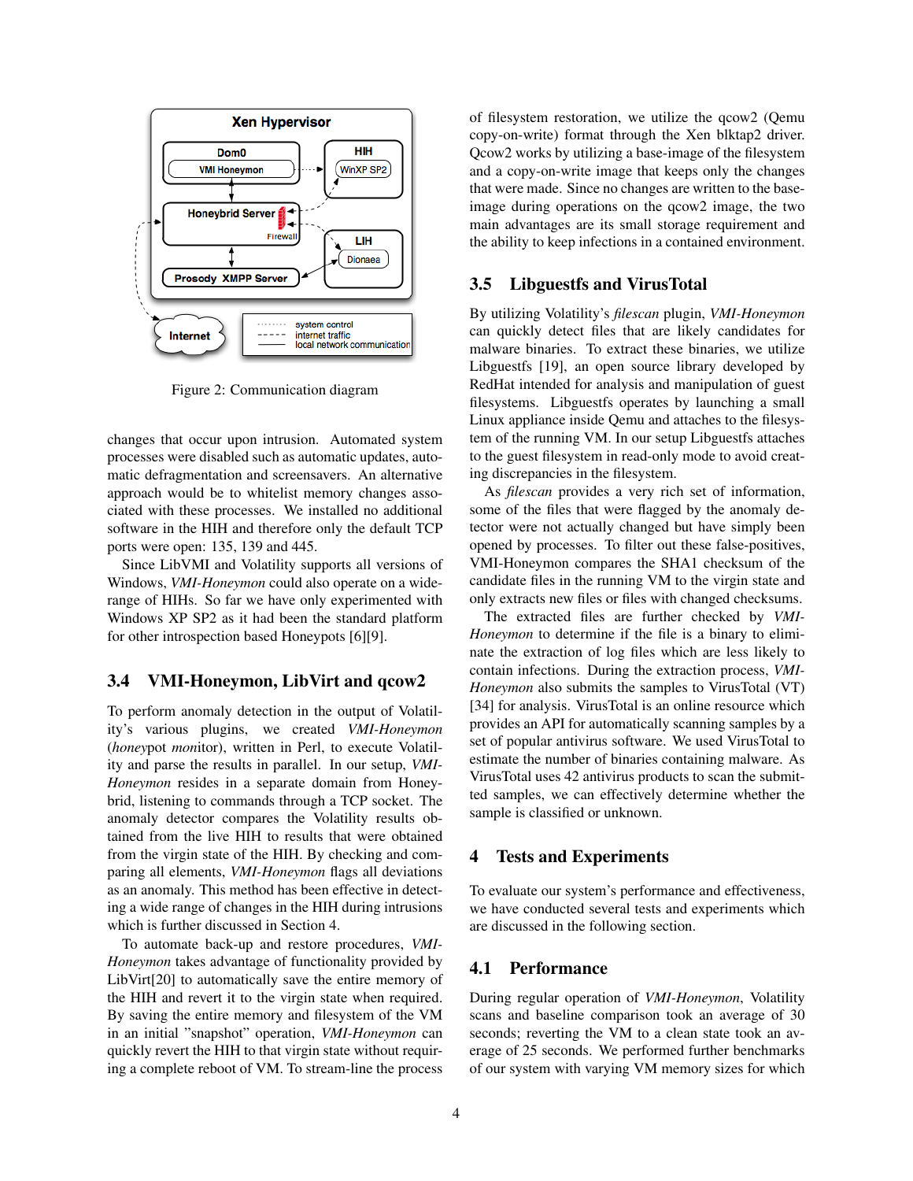Figure 2: Communication diagram

changes that occur upon intrusion. Automated system processes were disabled such as automatic updates, automatic defragmentation and screensavers. An alternative approach would be to whitelist memory changes associated with these processes. We installed no additional software in the HIH and therefore only the default TCP ports were open: 135, 139 and 445.

Since LibVMI and Volatility supports all versions of Windows, *VMI-Honeymon* could also operate on a wide-range of HIHs. So far we have only experimented with Windows XP SP2 as it had been the standard platform for other introspection based Honeypots [6][9].

### 3.4 VMI-Honeymon, LibVirt and qcow2

To perform anomaly detection in the output of Volatility's various plugins, we created *VMI-Honeymon* (*honey*pot *mon*itor), written in Perl, to execute Volatility and parse the results in parallel. In our setup, *VMI-Honeymon* resides in a separate domain from Honeybrid, listening to commands through a TCP socket. The anomaly detector compares the Volatility results obtained from the live HIH to results that were obtained from the virgin state of the HIH. By checking and comparing all elements, *VMI-Honeymon* flags all deviations as an anomaly. This method has been effective in detecting a wide range of changes in the HIH during intrusions which is further discussed in Section 4.

To automate back-up and restore procedures, *VMI-Honeymon* takes advantage of functionality provided by LibVirt[20] to automatically save the entire memory of the HIH and revert it to the virgin state when required. By saving the entire memory and filesystem of the VM in an initial "snapshot" operation, *VMI-Honeymon* can quickly revert the HIH to that virgin state without requiring a complete reboot of VM. To stream-line the process of filesystem restoration, we utilize the qcow2 (Qemu copy-on-write) format through the Xen blktap2 driver. Qcow2 works by utilizing a base-image of the filesystem and a copy-on-write image that keeps only the changes that were made. Since no changes are written to the base-image during operations on the qcow2 image, the two main advantages are its small storage requirement and the ability to keep infections in a contained environment.

### 3.5 Libguestfs and VirusTotal

By utilizing Volatility's *filescan* plugin, *VMI-Honeymon* can quickly detect files that are likely candidates for malware binaries. To extract these binaries, we utilize Libguestfs [19], an open source library developed by RedHat intended for analysis and manipulation of guest filesystems. Libguestfs operates by launching a small Linux appliance inside Qemu and attaches to the filesystem of the running VM. In our setup Libguestfs attaches to the guest filesystem in read-only mode to avoid creating discrepancies in the filesystem.

As *filescan* provides a very rich set of information, some of the files that were flagged by the anomaly detector were not actually changed but have simply been opened by processes. To filter out these false-positives, VMI-Honeymon compares the SHA1 checksum of the candidate files in the running VM to the virgin state and only extracts new files or files with changed checksums.

The extracted files are further checked by *VMI-Honeymon* to determine if the file is a binary to eliminate the extraction of log files which are less likely to contain infections. During the extraction process, *VMI-Honeymon* also submits the samples to VirusTotal (VT) [34] for analysis. VirusTotal is an online resource which provides an API for automatically scanning samples by a set of popular antivirus software. We used VirusTotal to estimate the number of binaries containing malware. As VirusTotal uses 42 antivirus products to scan the submitted samples, we can effectively determine whether the sample is classified or unknown.

## 4 Tests and Experiments

To evaluate our system's performance and effectiveness, we have conducted several tests and experiments which are discussed in the following section.

### 4.1 Performance

During regular operation of *VMI-Honeymon*, Volatility scans and baseline comparison took an average of 30 seconds; reverting the VM to a clean state took an average of 25 seconds. We performed further benchmarks of our system with varying VM memory sizes for which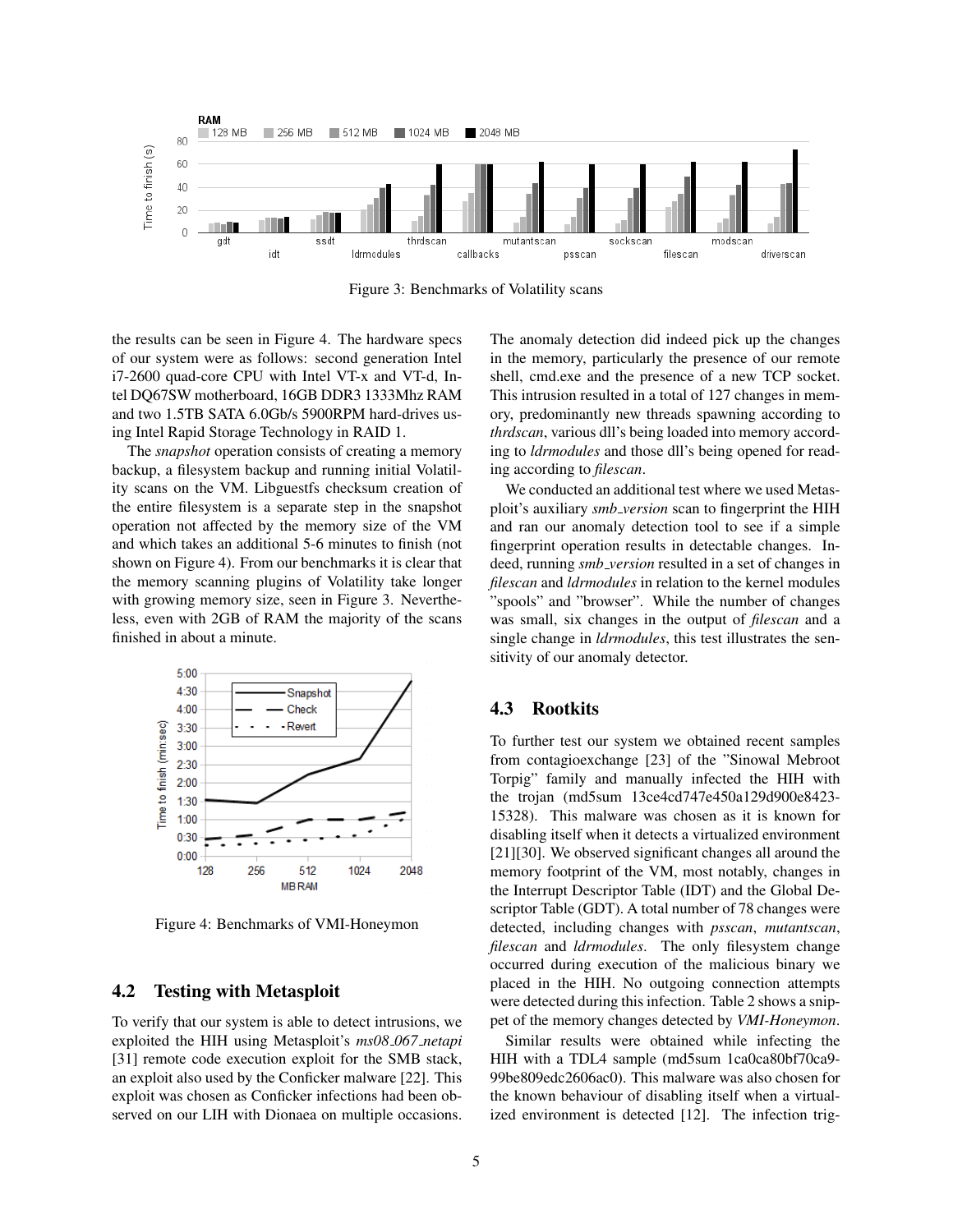Figure 3: Benchmarks of Volatility scans

the results can be seen in Figure 4. The hardware specs of our system were as follows: second generation Intel i7-2600 quad-core CPU with Intel VT-x and VT-d, Intel DQ67SW motherboard, 16GB DDR3 1333Mhz RAM and two 1.5TB SATA 6.0Gb/s 5900RPM hard-drives using Intel Rapid Storage Technology in RAID 1.

The *snapshot* operation consists of creating a memory backup, a filesystem backup and running initial Volatility scans on the VM. Libguestfs checksum creation of the entire filesystem is a separate step in the snapshot operation not affected by the memory size of the VM and which takes an additional 5-6 minutes to finish (not shown on Figure 4). From our benchmarks it is clear that the memory scanning plugins of Volatility take longer with growing memory size, seen in Figure 3. Nevertheless, even with 2GB of RAM the majority of the scans finished in about a minute.

Figure 4: Benchmarks of VMI-Honeymon

## 4.2 Testing with Metasploit

To verify that our system is able to detect intrusions, we exploited the HIH using Metasploit's *ms08_067_netapi* [31] remote code execution exploit for the SMB stack, an exploit also used by the Conficker malware [22]. This exploit was chosen as Conficker infections had been observed on our LIH with Dionaea on multiple occasions. The anomaly detection did indeed pick up the changes in the memory, particularly the presence of our remote shell, cmd.exe and the presence of a new TCP socket. This intrusion resulted in a total of 127 changes in memory, predominantly new threads spawning according to *thrdscan*, various dll's being loaded into memory according to *ldrmodules* and those dll's being opened for reading according to *filescan*.

We conducted an additional test where we used Metasploit's auxiliary *smb_version* scan to fingerprint the HIH and ran our anomaly detection tool to see if a simple fingerprint operation results in detectable changes. Indeed, running *smb_version* resulted in a set of changes in *filescan* and *ldrmodules* in relation to the kernel modules "spools" and "browser". While the number of changes was small, six changes in the output of *filescan* and a single change in *ldrmodules*, this test illustrates the sensitivity of our anomaly detector.

## 4.3 Rootkits

To further test our system we obtained recent samples from contagioexchange [23] of the "Sinowal Mebroot Torpig" family and manually infected the HIH with the trojan (md5sum 13ce4cd747e450a129d900e8423-15328). This malware was chosen as it is known for disabling itself when it detects a virtualized environment [21][30]. We observed significant changes all around the memory footprint of the VM, most notably, changes in the Interrupt Descriptor Table (IDT) and the Global Descriptor Table (GDT). A total number of 78 changes were detected, including changes with *psscan*, *mutantscan*, *filescan* and *ldrmodules*. The only filesystem change occurred during execution of the malicious binary we placed in the HIH. No outgoing connection attempts were detected during this infection. Table 2 shows a snippet of the memory changes detected by *VMI-Honeymon*.

Similar results were obtained while infecting the HIH with a TDL4 sample (md5sum 1ca0ca80bf70ca9-99be809edc2606ac0). This malware was also chosen for the known behaviour of disabling itself when a virtualized environment is detected [12]. The infection trig-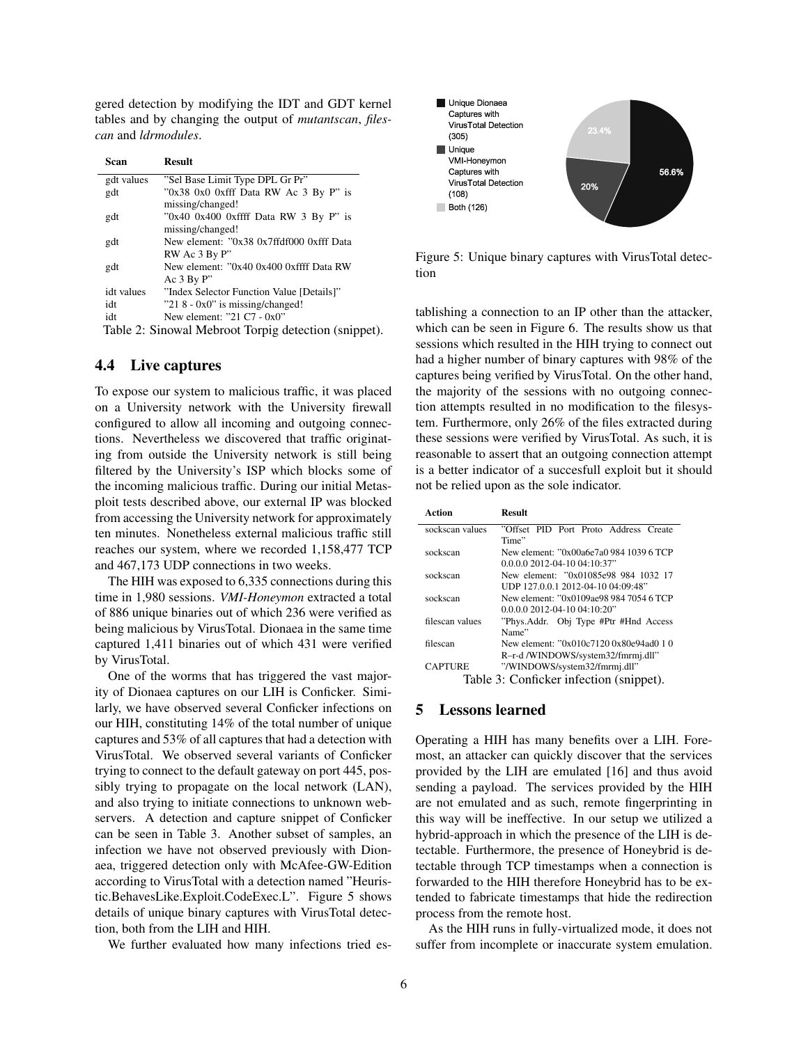gered detection by modifying the IDT and GDT kernel tables and by changing the output of *mutantscan*, *filescan* and *ldrmodules*.

| Scan | Result |
|---|---|
| gdt values | "Sel Base Limit Type DPL Gr Pr" |
| gdt | "0x38 0x0 0xfff Data RW Ac 3 By P" is missing/changed! |
| gdt | "0x40 0x400 0xffff Data RW 3 By P" is missing/changed! |
| gdt | New element: "0x38 0x7ffdf000 0xfff Data RW Ac 3 By P" |
| gdt | New element: "0x40 0x400 0xffff Data RW Ac 3 By P" |
| idt values | "Index Selector Function Value [Details]" |
| idt | "21 8 - 0x0" is missing/changed! |
| idt | New element: "21 C7 - 0x0" |

Table 2: Sinowal Mebroot Torpig detection (snippet).

## 4.4 Live captures

To expose our system to malicious traffic, it was placed on a University network with the University firewall configured to allow all incoming and outgoing connections. Nevertheless we discovered that traffic originating from outside the University network is still being filtered by the University's ISP which blocks some of the incoming malicious traffic. During our initial Metasploit tests described above, our external IP was blocked from accessing the University network for approximately ten minutes. Nonetheless external malicious traffic still reaches our system, where we recorded 1,158,477 TCP and 467,173 UDP connections in two weeks.

The HIH was exposed to 6,335 connections during this time in 1,980 sessions. *VMI-Honeymon* extracted a total of 886 unique binaries out of which 236 were verified as being malicious by VirusTotal. Dionaea in the same time captured 1,411 binaries out of which 431 were verified by VirusTotal.

One of the worms that has triggered the vast majority of Dionaea captures on our LIH is Conficker. Similarly, we have observed several Conficker infections on our HIH, constituting 14% of the total number of unique captures and 53% of all captures that had a detection with VirusTotal. We observed several variants of Conficker trying to connect to the default gateway on port 445, possibly trying to propagate on the local network (LAN), and also trying to initiate connections to unknown webservers. A detection and capture snippet of Conficker can be seen in Table 3. Another subset of samples, an infection we have not observed previously with Dionaea, triggered detection only with McAfee-GW-Edition according to VirusTotal with a detection named "Heuristic.BehavesLike.Exploit.CodeExec.L". Figure 5 shows details of unique binary captures with VirusTotal detection, both from the LIH and HIH.

Unique Dionaea Captures with VirusTotal Detection (305): 56.6%
Unique VMI-Honeymon Captures with VirusTotal Detection (108): 20%
Both (126): 23.4%

Figure 5: Unique binary captures with VirusTotal detection

We further evaluated how many infections tried establishing a connection to an IP other than the attacker, which can be seen in Figure 6. The results show us that sessions which resulted in the HIH trying to connect out had a higher number of binary captures with 98% of the captures being verified by VirusTotal. On the other hand, the majority of the sessions with no outgoing connection attempts resulted in no modification to the filesystem. Furthermore, only 26% of the files extracted during these sessions were verified by VirusTotal. As such, it is reasonable to assert that an outgoing connection attempt is a better indicator of a succesfull exploit but it should not be relied upon as the sole indicator.

| Action | Result |
|---|---|
| sockscan values | "Offset PID Port Proto Address Create Time" |
| sockscan | New element: "0x00a6e7a0 984 1039 6 TCP 0.0.0.0 2012-04-10 04:10:37" |
| sockscan | New element: "0x01085e98 984 1032 17 UDP 127.0.0.1 2012-04-10 04:09:48" |
| sockscan | New element: "0x0109ae98 984 7054 6 TCP 0.0.0.0 2012-04-10 04:10:20" |
| filescan values | "Phys.Addr. Obj Type #Ptr #Hnd Access Name" |
| filescan | New element: "0x010c7120 0x80e94ad0 1 0 R–r-d /WINDOWS/system32/fmrmj.dll" |
| CAPTURE | "/WINDOWS/system32/fmrmj.dll" |

Table 3: Conficker infection (snippet).

# 5 Lessons learned

Operating a HIH has many benefits over a LIH. Foremost, an attacker can quickly discover that the services provided by the LIH are emulated [16] and thus avoid sending a payload. The services provided by the HIH are not emulated and as such, remote fingerprinting in this way will be ineffective. In our setup we utilized a hybrid-approach in which the presence of the LIH is detectable. Furthermore, the presence of Honeybrid is detectable through TCP timestamps when a connection is forwarded to the HIH therefore Honeybrid has to be extended to fabricate timestamps that hide the redirection process from the remote host.

As the HIH runs in fully-virtualized mode, it does not suffer from incomplete or inaccurate system emulation.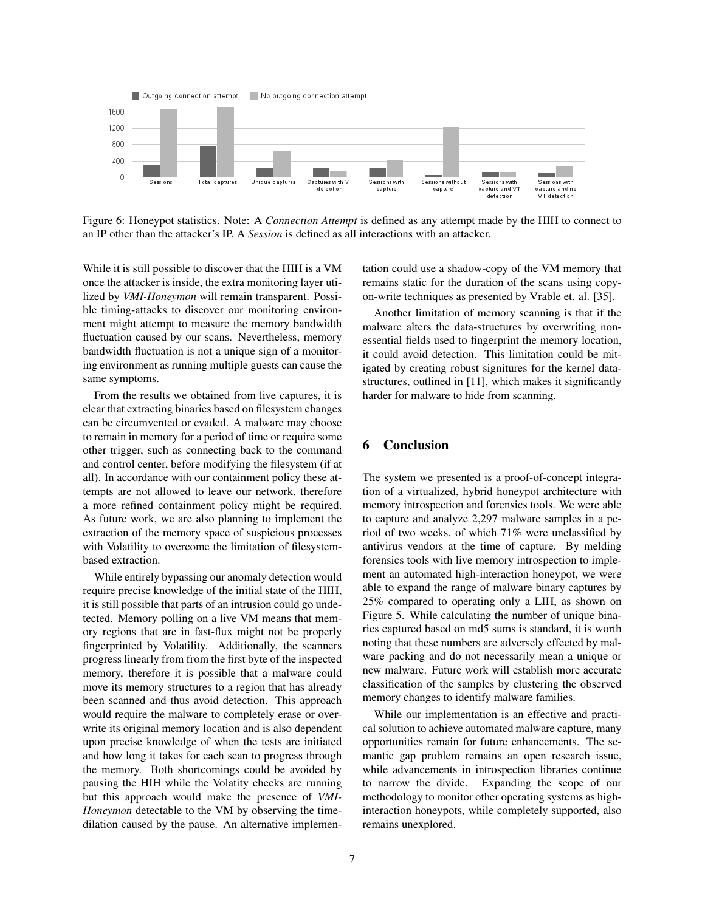Figure 6: Honeypot statistics. Note: A *Connection Attempt* is defined as any attempt made by the HIH to connect to an IP other than the attacker's IP. A *Session* is defined as all interactions with an attacker.

While it is still possible to discover that the HIH is a VM once the attacker is inside, the extra monitoring layer utilized by *VMI-Honeymon* will remain transparent. Possible timing-attacks to discover our monitoring environment might attempt to measure the memory bandwidth fluctuation caused by our scans. Nevertheless, memory bandwidth fluctuation is not a unique sign of a monitoring environment as running multiple guests can cause the same symptoms.

From the results we obtained from live captures, it is clear that extracting binaries based on filesystem changes can be circumvented or evaded. A malware may choose to remain in memory for a period of time or require some other trigger, such as connecting back to the command and control center, before modifying the filesystem (if at all). In accordance with our containment policy these attempts are not allowed to leave our network, therefore a more refined containment policy might be required. As future work, we are also planning to implement the extraction of the memory space of suspicious processes with Volatility to overcome the limitation of filesystem-based extraction.

While entirely bypassing our anomaly detection would require precise knowledge of the initial state of the HIH, it is still possible that parts of an intrusion could go undetected. Memory polling on a live VM means that memory regions that are in fast-flux might not be properly fingerprinted by Volatility. Additionally, the scanners progress linearly from from the first byte of the inspected memory, therefore it is possible that a malware could move its memory structures to a region that has already been scanned and thus avoid detection. This approach would require the malware to completely erase or overwrite its original memory location and is also dependent upon precise knowledge of when the tests are initiated and how long it takes for each scan to progress through the memory. Both shortcomings could be avoided by pausing the HIH while the Volatility checks are running but this approach would make the presence of *VMI-Honeymon* detectable to the VM by observing the time-dilation caused by the pause. An alternative implementation could use a shadow-copy of the VM memory that remains static for the duration of the scans using copy-on-write techniques as presented by Vrable et. al. [35].

Another limitation of memory scanning is that if the malware alters the data-structures by overwriting non-essential fields used to fingerprint the memory location, it could avoid detection. This limitation could be mitigated by creating robust signitures for the kernel data-structures, outlined in [11], which makes it significantly harder for malware to hide from scanning.

## 6 Conclusion

The system we presented is a proof-of-concept integration of a virtualized, hybrid honeypot architecture with memory introspection and forensics tools. We were able to capture and analyze 2,297 malware samples in a period of two weeks, of which 71% were unclassified by antivirus vendors at the time of capture. By melding forensics tools with live memory introspection to implement an automated high-interaction honeypot, we were able to expand the range of malware binary captures by 25% compared to operating only a LIH, as shown on Figure 5. While calculating the number of unique binaries captured based on md5 sums is standard, it is worth noting that these numbers are adversely effected by malware packing and do not necessarily mean a unique or new malware. Future work will establish more accurate classification of the samples by clustering the observed memory changes to identify malware families.

While our implementation is an effective and practical solution to achieve automated malware capture, many opportunities remain for future enhancements. The semantic gap problem remains an open research issue, while advancements in introspection libraries continue to narrow the divide. Expanding the scope of our methodology to monitor other operating systems as high-interaction honeypots, while completely supported, also remains unexplored.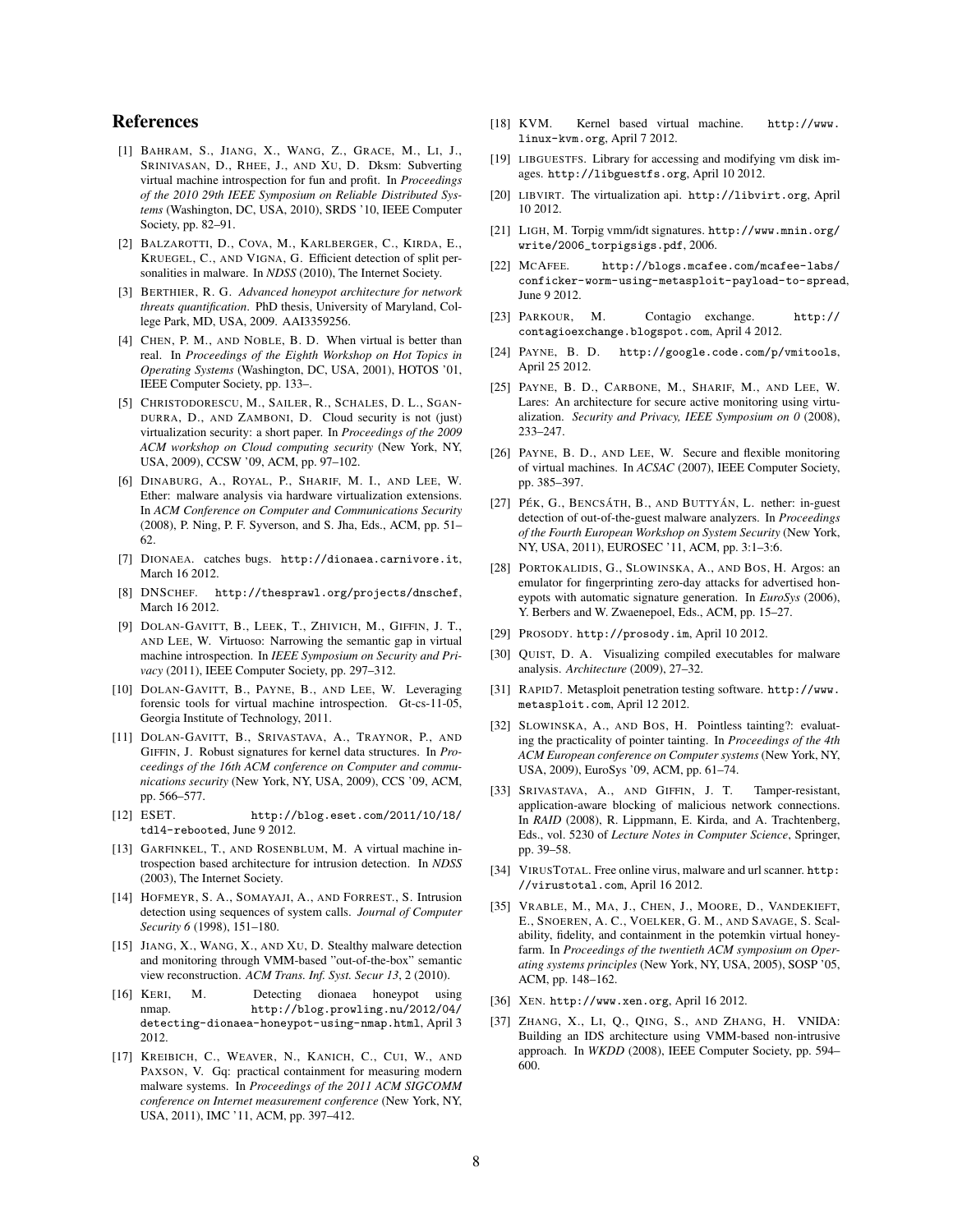## References

[1] BAHRAM, S., JIANG, X., WANG, Z., GRACE, M., LI, J., SRINIVASAN, D., RHEE, J., AND XU, D. Dksm: Subverting virtual machine introspection for fun and profit. In *Proceedings of the 2010 29th IEEE Symposium on Reliable Distributed Systems* (Washington, DC, USA, 2010), SRDS '10, IEEE Computer Society, pp. 82–91.

[2] BALZAROTTI, D., COVA, M., KARLBERGER, C., KIRDA, E., KRUEGEL, C., AND VIGNA, G. Efficient detection of split personalities in malware. In *NDSS* (2010), The Internet Society.

[3] BERTHIER, R. G. *Advanced honeypot architecture for network threats quantification*. PhD thesis, University of Maryland, College Park, MD, USA, 2009. AAI3359256.

[4] CHEN, P. M., AND NOBLE, B. D. When virtual is better than real. In *Proceedings of the Eighth Workshop on Hot Topics in Operating Systems* (Washington, DC, USA, 2001), HOTOS '01, IEEE Computer Society, pp. 133–.

[5] CHRISTODORESCU, M., SAILER, R., SCHALES, D. L., SGANDURRA, D., AND ZAMBONI, D. Cloud security is not (just) virtualization security: a short paper. In *Proceedings of the 2009 ACM workshop on Cloud computing security* (New York, NY, USA, 2009), CCSW '09, ACM, pp. 97–102.

[6] DINABURG, A., ROYAL, P., SHARIF, M. I., AND LEE, W. Ether: malware analysis via hardware virtualization extensions. In *ACM Conference on Computer and Communications Security* (2008), P. Ning, P. F. Syverson, and S. Jha, Eds., ACM, pp. 51–62.

[7] DIONAEA. catches bugs. http://dionaea.carnivore.it, March 16 2012.

[8] DNSCHEF. http://thesprawl.org/projects/dnschef, March 16 2012.

[9] DOLAN-GAVITT, B., LEEK, T., ZHIVICH, M., GIFFIN, J. T., AND LEE, W. Virtuoso: Narrowing the semantic gap in virtual machine introspection. In *IEEE Symposium on Security and Privacy* (2011), IEEE Computer Society, pp. 297–312.

[10] DOLAN-GAVITT, B., PAYNE, B., AND LEE, W. Leveraging forensic tools for virtual machine introspection. Gt-cs-11-05, Georgia Institute of Technology, 2011.

[11] DOLAN-GAVITT, B., SRIVASTAVA, A., TRAYNOR, P., AND GIFFIN, J. Robust signatures for kernel data structures. In *Proceedings of the 16th ACM conference on Computer and communications security* (New York, NY, USA, 2009), CCS '09, ACM, pp. 566–577.

[12] ESET. http://blog.eset.com/2011/10/18/tdl4-rebooted, June 9 2012.

[13] GARFINKEL, T., AND ROSENBLUM, M. A virtual machine introspection based architecture for intrusion detection. In *NDSS* (2003), The Internet Society.

[14] HOFMEYR, S. A., SOMAYAJI, A., AND FORREST., S. Intrusion detection using sequences of system calls. *Journal of Computer Security 6* (1998), 151–180.

[15] JIANG, X., WANG, X., AND XU, D. Stealthy malware detection and monitoring through VMM-based "out-of-the-box" semantic view reconstruction. *ACM Trans. Inf. Syst. Secur 13*, 2 (2010).

[16] KERI, M. Detecting dionaea honeypot using nmap. http://blog.prowling.nu/2012/04/detecting-dionaea-honeypot-using-nmap.html, April 3 2012.

[17] KREIBICH, C., WEAVER, N., KANICH, C., CUI, W., AND PAXSON, V. Gq: practical containment for measuring modern malware systems. In *Proceedings of the 2011 ACM SIGCOMM conference on Internet measurement conference* (New York, NY, USA, 2011), IMC '11, ACM, pp. 397–412.

[18] KVM. Kernel based virtual machine. http://www.linux-kvm.org, April 7 2012.

[19] LIBGUESTFS. Library for accessing and modifying vm disk images. http://libguestfs.org, April 10 2012.

[20] LIBVIRT. The virtualization api. http://libvirt.org, April 10 2012.

[21] LIGH, M. Torpig vmm/idt signatures. http://www.mnin.org/write/2006_torpigsigs.pdf, 2006.

[22] MCAFEE. http://blogs.mcafee.com/mcafee-labs/conficker-worm-using-metasploit-payload-to-spread, June 9 2012.

[23] PARKOUR, M. Contagio exchange. http://contagioexchange.blogspot.com, April 4 2012.

[24] PAYNE, B. D. http://google.code.com/p/vmitools, April 25 2012.

[25] PAYNE, B. D., CARBONE, M., SHARIF, M., AND LEE, W. Lares: An architecture for secure active monitoring using virtualization. *Security and Privacy, IEEE Symposium on 0* (2008), 233–247.

[26] PAYNE, B. D., AND LEE, W. Secure and flexible monitoring of virtual machines. In *ACSAC* (2007), IEEE Computer Society, pp. 385–397.

[27] PÉK, G., BENCSÁTH, B., AND BUTTYÁN, L. nether: in-guest detection of out-of-the-guest malware analyzers. In *Proceedings of the Fourth European Workshop on System Security* (New York, NY, USA, 2011), EUROSEC '11, ACM, pp. 3:1–3:6.

[28] PORTOKALIDIS, G., SLOWINSKA, A., AND BOS, H. Argos: an emulator for fingerprinting zero-day attacks for advertised honeypots with automatic signature generation. In *EuroSys* (2006), Y. Berbers and W. Zwaenepoel, Eds., ACM, pp. 15–27.

[29] PROSODY. http://prosody.im, April 10 2012.

[30] QUIST, D. A. Visualizing compiled executables for malware analysis. *Architecture* (2009), 27–32.

[31] RAPID7. Metasploit penetration testing software. http://www.metasploit.com, April 12 2012.

[32] SLOWINSKA, A., AND BOS, H. Pointless tainting?: evaluating the practicality of pointer tainting. In *Proceedings of the 4th ACM European conference on Computer systems* (New York, NY, USA, 2009), EuroSys '09, ACM, pp. 61–74.

[33] SRIVASTAVA, A., AND GIFFIN, J. T. Tamper-resistant, application-aware blocking of malicious network connections. In *RAID* (2008), R. Lippmann, E. Kirda, and A. Trachtenberg, Eds., vol. 5230 of *Lecture Notes in Computer Science*, Springer, pp. 39–58.

[34] VIRUSTOTAL. Free online virus, malware and url scanner. http://virustotal.com, April 16 2012.

[35] VRABLE, M., MA, J., CHEN, J., MOORE, D., VANDEKIEFT, E., SNOEREN, A. C., VOELKER, G. M., AND SAVAGE, S. Scalability, fidelity, and containment in the potemkin virtual honeyfarm. In *Proceedings of the twentieth ACM symposium on Operating systems principles* (New York, NY, USA, 2005), SOSP '05, ACM, pp. 148–162.

[36] XEN. http://www.xen.org, April 16 2012.

[37] ZHANG, X., LI, Q., QING, S., AND ZHANG, H. VNIDA: Building an IDS architecture using VMM-based non-intrusive approach. In *WKDD* (2008), IEEE Computer Society, pp. 594–600.